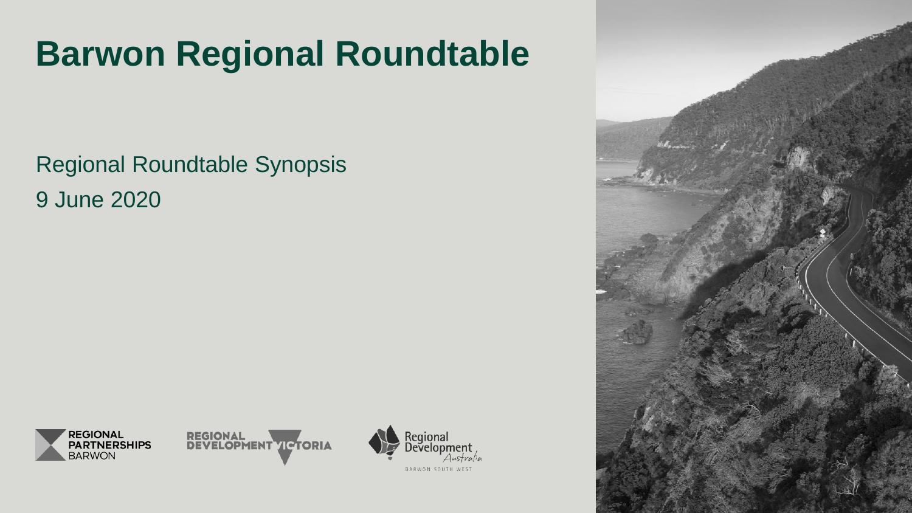# Barwon Regional Roundtable

Regional Roundtable Synopsis

9 June 2020

REGIONAL PARTNERSHIPS BARWON

REGIONAL DEVELOPMENT VICTORIA

Regional Development Australia BARWON SOUTH WEST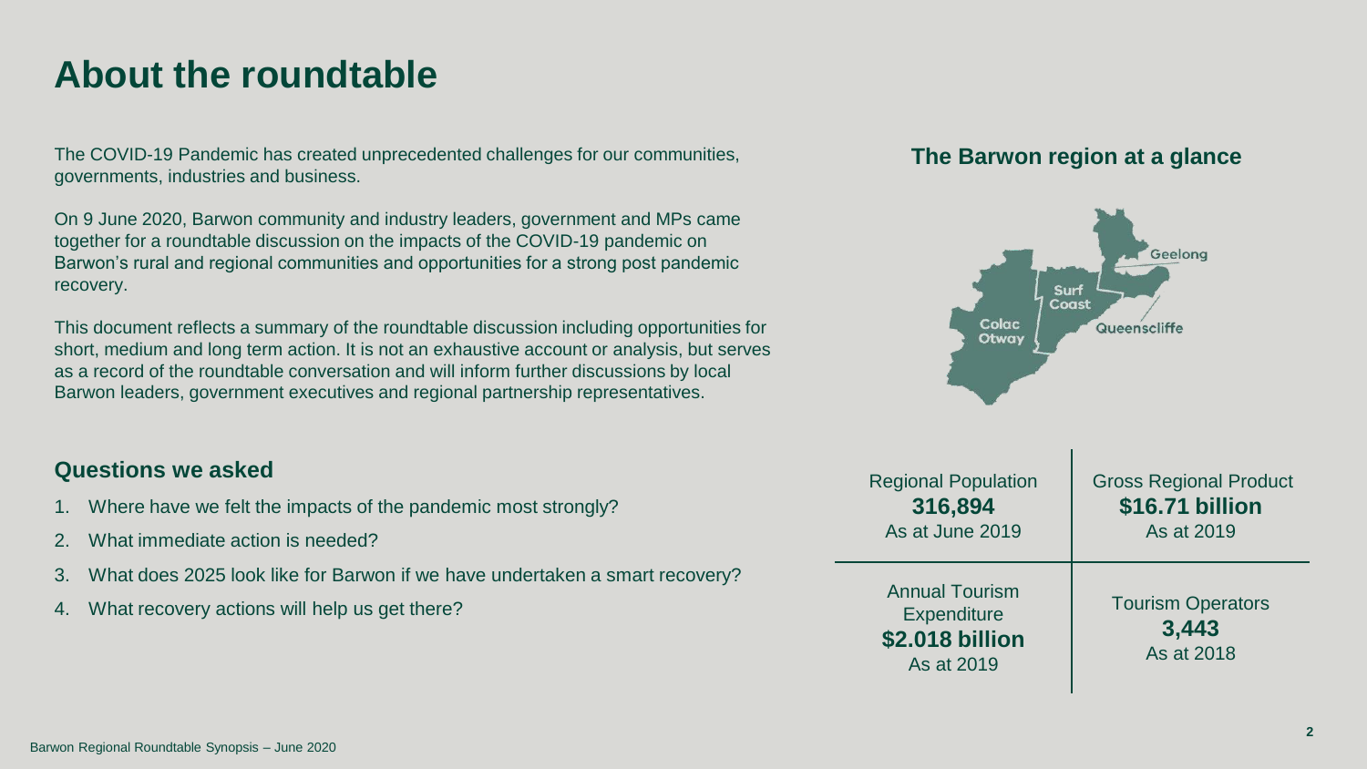# About the roundtable

The COVID-19 Pandemic has created unprecedented challenges for our communities, governments, industries and business.

On 9 June 2020, Barwon community and industry leaders, government and MPs came together for a roundtable discussion on the impacts of the COVID-19 pandemic on Barwon's rural and regional communities and opportunities for a strong post pandemic recovery.

This document reflects a summary of the roundtable discussion including opportunities for short, medium and long term action. It is not an exhaustive account or analysis, but serves as a record of the roundtable conversation and will inform further discussions by local Barwon leaders, government executives and regional partnership representatives.

## Questions we asked

1. Where have we felt the impacts of the pandemic most strongly?
2. What immediate action is needed?
3. What does 2025 look like for Barwon if we have undertaken a smart recovery?
4. What recovery actions will help us get there?

## The Barwon region at a glance

Geelong
Surf Coast
Colac Otway
Queenscliffe

| Regional Population **316,894** As at June 2019 | Gross Regional Product **$16.71 billion** As at 2019 |
|---|---|
| Annual Tourism Expenditure **$2.018 billion** As at 2019 | Tourism Operators **3,443** As at 2018 |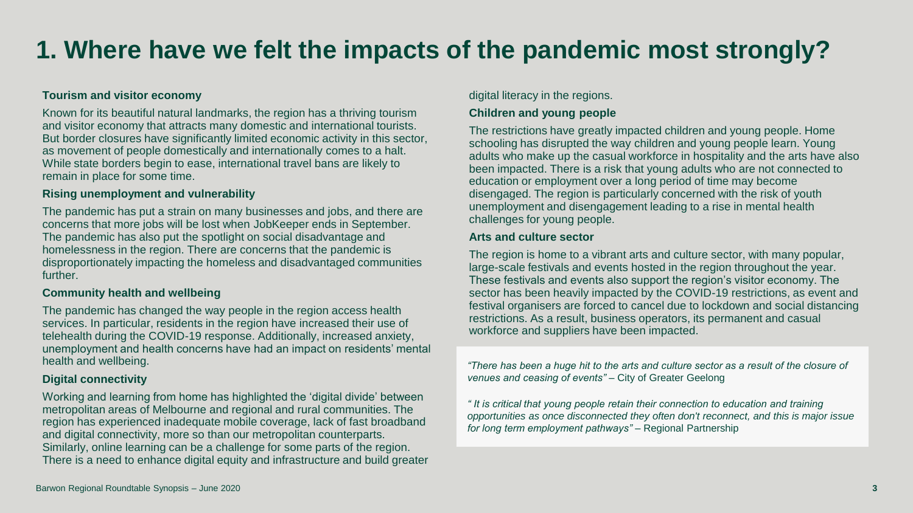# 1. Where have we felt the impacts of the pandemic most strongly?

**Tourism and visitor economy**

Known for its beautiful natural landmarks, the region has a thriving tourism and visitor economy that attracts many domestic and international tourists. But border closures have significantly limited economic activity in this sector, as movement of people domestically and internationally comes to a halt. While state borders begin to ease, international travel bans are likely to remain in place for some time.

**Rising unemployment and vulnerability**

The pandemic has put a strain on many businesses and jobs, and there are concerns that more jobs will be lost when JobKeeper ends in September. The pandemic has also put the spotlight on social disadvantage and homelessness in the region. There are concerns that the pandemic is disproportionately impacting the homeless and disadvantaged communities further.

**Community health and wellbeing**

The pandemic has changed the way people in the region access health services. In particular, residents in the region have increased their use of telehealth during the COVID-19 response. Additionally, increased anxiety, unemployment and health concerns have had an impact on residents' mental health and wellbeing.

**Digital connectivity**

Working and learning from home has highlighted the 'digital divide' between metropolitan areas of Melbourne and regional and rural communities. The region has experienced inadequate mobile coverage, lack of fast broadband and digital connectivity, more so than our metropolitan counterparts. Similarly, online learning can be a challenge for some parts of the region. There is a need to enhance digital equity and infrastructure and build greater digital literacy in the regions.

**Children and young people**

The restrictions have greatly impacted children and young people. Home schooling has disrupted the way children and young people learn. Young adults who make up the casual workforce in hospitality and the arts have also been impacted. There is a risk that young adults who are not connected to education or employment over a long period of time may become disengaged. The region is particularly concerned with the risk of youth unemployment and disengagement leading to a rise in mental health challenges for young people.

**Arts and culture sector**

The region is home to a vibrant arts and culture sector, with many popular, large-scale festivals and events hosted in the region throughout the year. These festivals and events also support the region's visitor economy. The sector has been heavily impacted by the COVID-19 restrictions, as event and festival organisers are forced to cancel due to lockdown and social distancing restrictions. As a result, business operators, its permanent and casual workforce and suppliers have been impacted.

> *"There has been a huge hit to the arts and culture sector as a result of the closure of venues and ceasing of events"* – City of Greater Geelong
>
> *" It is critical that young people retain their connection to education and training opportunities as once disconnected they often don't reconnect, and this is major issue for long term employment pathways"* – Regional Partnership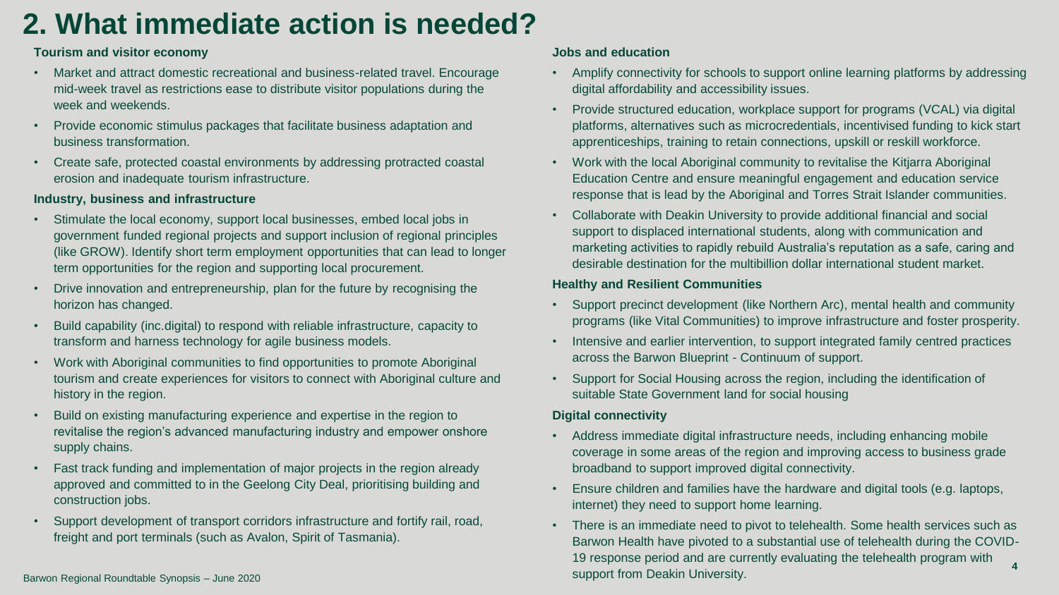# 2. What immediate action is needed?

**Tourism and visitor economy**

- Market and attract domestic recreational and business-related travel. Encourage mid-week travel as restrictions ease to distribute visitor populations during the week and weekends.
- Provide economic stimulus packages that facilitate business adaptation and business transformation.
- Create safe, protected coastal environments by addressing protracted coastal erosion and inadequate tourism infrastructure.

**Industry, business and infrastructure**

- Stimulate the local economy, support local businesses, embed local jobs in government funded regional projects and support inclusion of regional principles (like GROW). Identify short term employment opportunities that can lead to longer term opportunities for the region and supporting local procurement.
- Drive innovation and entrepreneurship, plan for the future by recognising the horizon has changed.
- Build capability (inc.digital) to respond with reliable infrastructure, capacity to transform and harness technology for agile business models.
- Work with Aboriginal communities to find opportunities to promote Aboriginal tourism and create experiences for visitors to connect with Aboriginal culture and history in the region.
- Build on existing manufacturing experience and expertise in the region to revitalise the region's advanced manufacturing industry and empower onshore supply chains.
- Fast track funding and implementation of major projects in the region already approved and committed to in the Geelong City Deal, prioritising building and construction jobs.
- Support development of transport corridors infrastructure and fortify rail, road, freight and port terminals (such as Avalon, Spirit of Tasmania).

**Jobs and education**

- Amplify connectivity for schools to support online learning platforms by addressing digital affordability and accessibility issues.
- Provide structured education, workplace support for programs (VCAL) via digital platforms, alternatives such as microcredentials, incentivised funding to kick start apprenticeships, training to retain connections, upskill or reskill workforce.
- Work with the local Aboriginal community to revitalise the Kitjarra Aboriginal Education Centre and ensure meaningful engagement and education service response that is lead by the Aboriginal and Torres Strait Islander communities.
- Collaborate with Deakin University to provide additional financial and social support to displaced international students, along with communication and marketing activities to rapidly rebuild Australia's reputation as a safe, caring and desirable destination for the multibillion dollar international student market.

**Healthy and Resilient Communities**

- Support precinct development (like Northern Arc), mental health and community programs (like Vital Communities) to improve infrastructure and foster prosperity.
- Intensive and earlier intervention, to support integrated family centred practices across the Barwon Blueprint - Continuum of support.
- Support for Social Housing across the region, including the identification of suitable State Government land for social housing

**Digital connectivity**

- Address immediate digital infrastructure needs, including enhancing mobile coverage in some areas of the region and improving access to business grade broadband to support improved digital connectivity.
- Ensure children and families have the hardware and digital tools (e.g. laptops, internet) they need to support home learning.
- There is an immediate need to pivot to telehealth. Some health services such as Barwon Health have pivoted to a substantial use of telehealth during the COVID-19 response period and are currently evaluating the telehealth program with support from Deakin University.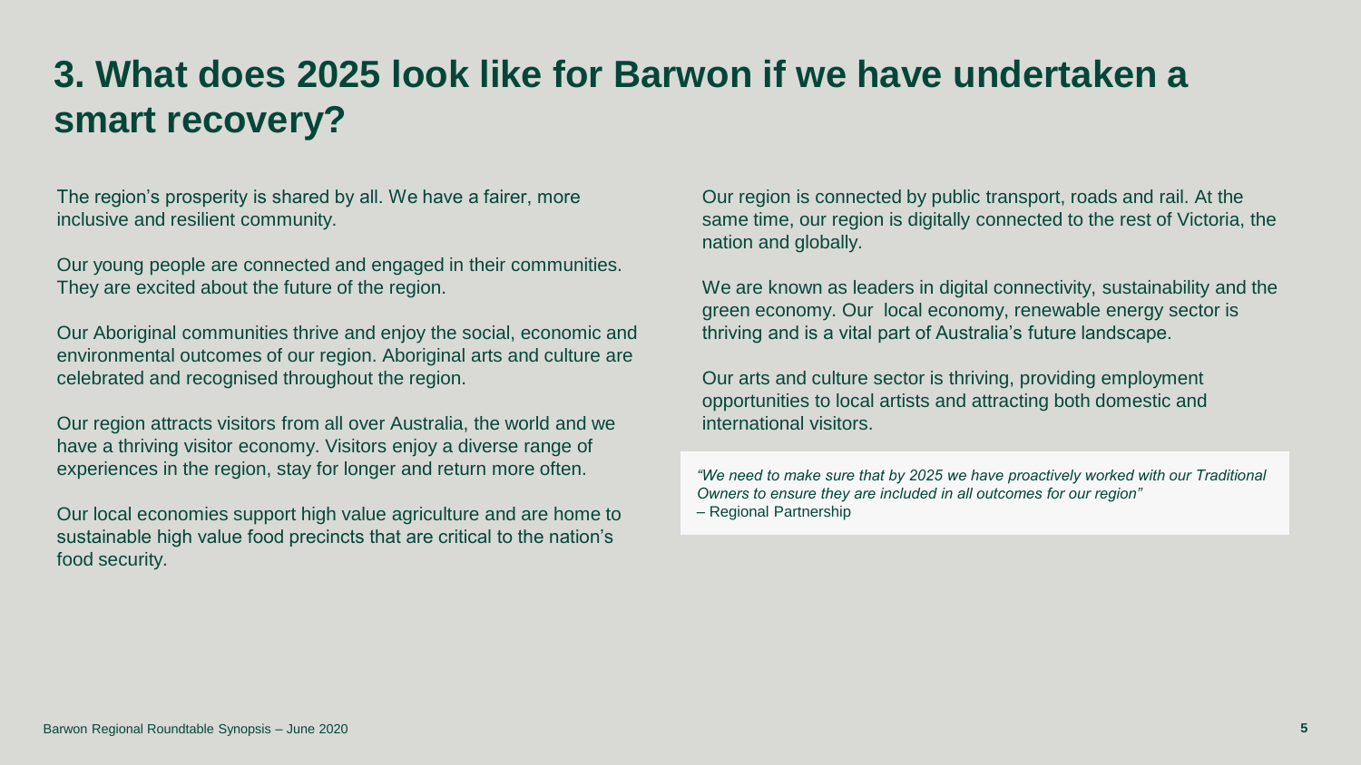# 3. What does 2025 look like for Barwon if we have undertaken a smart recovery?

The region's prosperity is shared by all. We have a fairer, more inclusive and resilient community.

Our young people are connected and engaged in their communities. They are excited about the future of the region.

Our Aboriginal communities thrive and enjoy the social, economic and environmental outcomes of our region. Aboriginal arts and culture are celebrated and recognised throughout the region.

Our region attracts visitors from all over Australia, the world and we have a thriving visitor economy. Visitors enjoy a diverse range of experiences in the region, stay for longer and return more often.

Our local economies support high value agriculture and are home to sustainable high value food precincts that are critical to the nation's food security.

Our region is connected by public transport, roads and rail. At the same time, our region is digitally connected to the rest of Victoria, the nation and globally.

We are known as leaders in digital connectivity, sustainability and the green economy. Our local economy, renewable energy sector is thriving and is a vital part of Australia's future landscape.

Our arts and culture sector is thriving, providing employment opportunities to local artists and attracting both domestic and international visitors.

> *"We need to make sure that by 2025 we have proactively worked with our Traditional Owners to ensure they are included in all outcomes for our region"*
> – Regional Partnership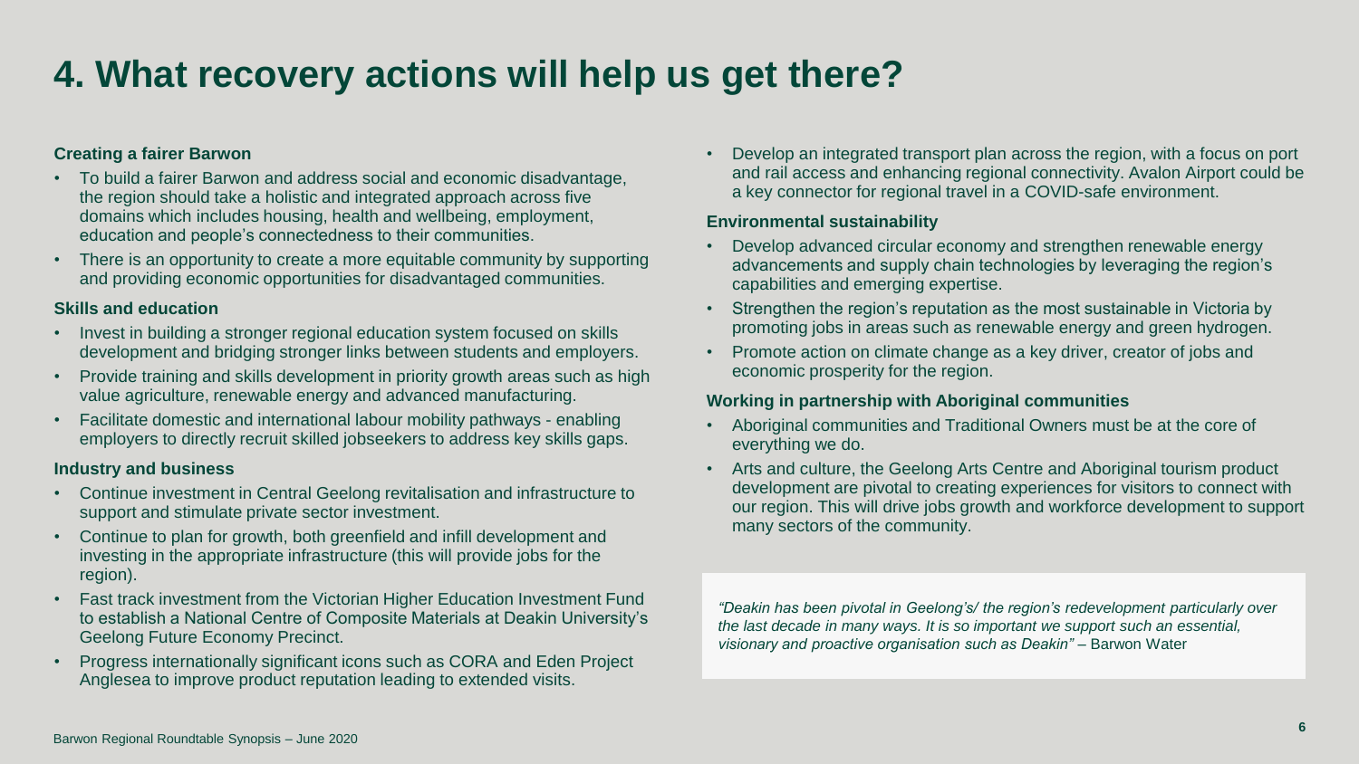# 4. What recovery actions will help us get there?

**Creating a fairer Barwon**

- To build a fairer Barwon and address social and economic disadvantage, the region should take a holistic and integrated approach across five domains which includes housing, health and wellbeing, employment, education and people's connectedness to their communities.
- There is an opportunity to create a more equitable community by supporting and providing economic opportunities for disadvantaged communities.

**Skills and education**

- Invest in building a stronger regional education system focused on skills development and bridging stronger links between students and employers.
- Provide training and skills development in priority growth areas such as high value agriculture, renewable energy and advanced manufacturing.
- Facilitate domestic and international labour mobility pathways - enabling employers to directly recruit skilled jobseekers to address key skills gaps.

**Industry and business**

- Continue investment in Central Geelong revitalisation and infrastructure to support and stimulate private sector investment.
- Continue to plan for growth, both greenfield and infill development and investing in the appropriate infrastructure (this will provide jobs for the region).
- Fast track investment from the Victorian Higher Education Investment Fund to establish a National Centre of Composite Materials at Deakin University's Geelong Future Economy Precinct.
- Progress internationally significant icons such as CORA and Eden Project Anglesea to improve product reputation leading to extended visits.
- Develop an integrated transport plan across the region, with a focus on port and rail access and enhancing regional connectivity. Avalon Airport could be a key connector for regional travel in a COVID-safe environment.

**Environmental sustainability**

- Develop advanced circular economy and strengthen renewable energy advancements and supply chain technologies by leveraging the region's capabilities and emerging expertise.
- Strengthen the region's reputation as the most sustainable in Victoria by promoting jobs in areas such as renewable energy and green hydrogen.
- Promote action on climate change as a key driver, creator of jobs and economic prosperity for the region.

**Working in partnership with Aboriginal communities**

- Aboriginal communities and Traditional Owners must be at the core of everything we do.
- Arts and culture, the Geelong Arts Centre and Aboriginal tourism product development are pivotal to creating experiences for visitors to connect with our region. This will drive jobs growth and workforce development to support many sectors of the community.

*"Deakin has been pivotal in Geelong's/ the region's redevelopment particularly over the last decade in many ways. It is so important we support such an essential, visionary and proactive organisation such as Deakin"* – Barwon Water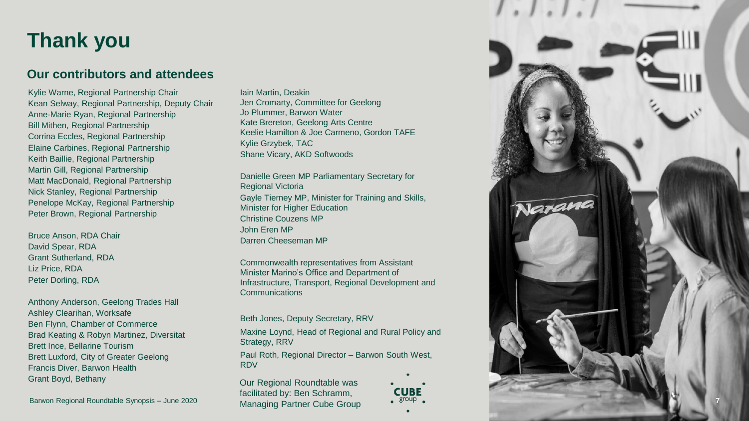# Thank you

## Our contributors and attendees

Kylie Warne, Regional Partnership Chair
Kean Selway, Regional Partnership, Deputy Chair
Anne-Marie Ryan, Regional Partnership
Bill Mithen, Regional Partnership
Corrina Eccles, Regional Partnership
Elaine Carbines, Regional Partnership
Keith Baillie, Regional Partnership
Martin Gill, Regional Partnership
Matt MacDonald, Regional Partnership
Nick Stanley, Regional Partnership
Penelope McKay, Regional Partnership
Peter Brown, Regional Partnership

Bruce Anson, RDA Chair
David Spear, RDA
Grant Sutherland, RDA
Liz Price, RDA
Peter Dorling, RDA

Anthony Anderson, Geelong Trades Hall
Ashley Clearihan, Worksafe
Ben Flynn, Chamber of Commerce
Brad Keating & Robyn Martinez, Diversitat
Brett Ince, Bellarine Tourism
Brett Luxford, City of Greater Geelong
Francis Diver, Barwon Health
Grant Boyd, Bethany

Iain Martin, Deakin
Jen Cromarty, Committee for Geelong
Jo Plummer, Barwon Water
Kate Brereton, Geelong Arts Centre
Keelie Hamilton & Joe Carmeno, Gordon TAFE
Kylie Grzybek, TAC
Shane Vicary, AKD Softwoods

Danielle Green MP Parliamentary Secretary for Regional Victoria
Gayle Tierney MP, Minister for Training and Skills, Minister for Higher Education
Christine Couzens MP
John Eren MP
Darren Cheeseman MP

Commonwealth representatives from Assistant Minister Marino's Office and Department of Infrastructure, Transport, Regional Development and Communications

Beth Jones, Deputy Secretary, RRV
Maxine Loynd, Head of Regional and Rural Policy and Strategy, RRV
Paul Roth, Regional Director – Barwon South West, RDV

Our Regional Roundtable was facilitated by: Ben Schramm, Managing Partner Cube Group

Barwon Regional Roundtable Synopsis – June 2020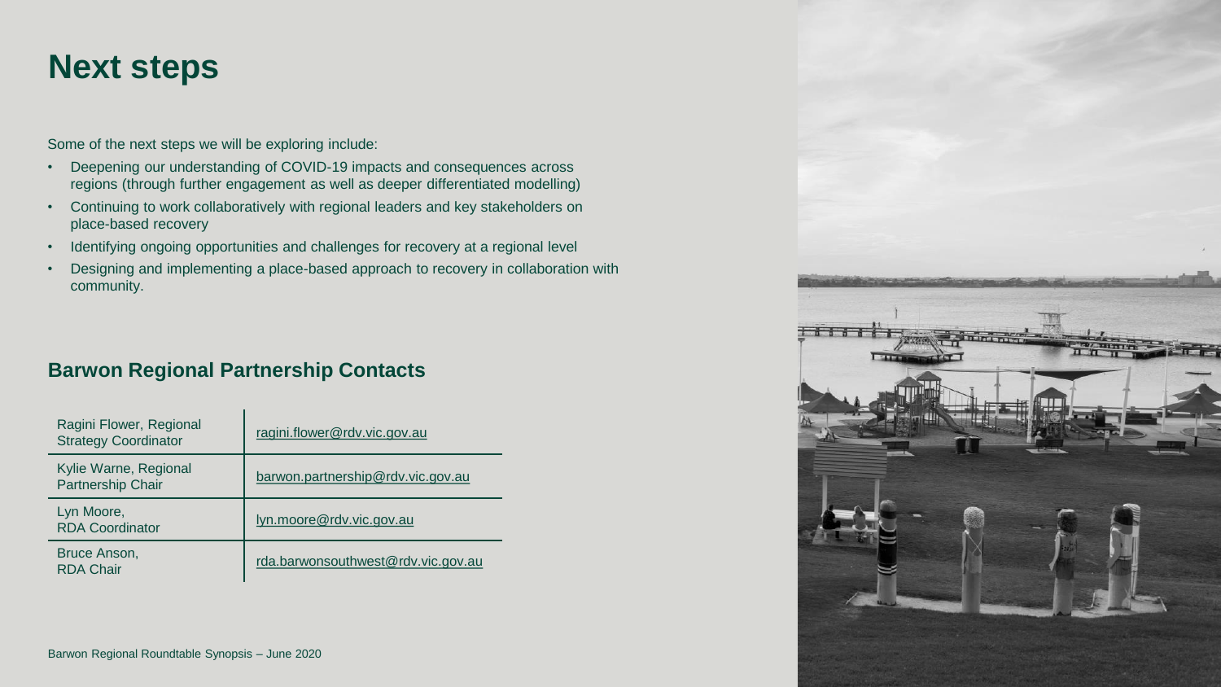# Next steps

Some of the next steps we will be exploring include:

- Deepening our understanding of COVID-19 impacts and consequences across regions (through further engagement as well as deeper differentiated modelling)
- Continuing to work collaboratively with regional leaders and key stakeholders on place-based recovery
- Identifying ongoing opportunities and challenges for recovery at a regional level
- Designing and implementing a place-based approach to recovery in collaboration with community.

## Barwon Regional Partnership Contacts

| | |
|---|---|
| Ragini Flower, Regional Strategy Coordinator | ragini.flower@rdv.vic.gov.au |
| Kylie Warne, Regional Partnership Chair | barwon.partnership@rdv.vic.gov.au |
| Lyn Moore, RDA Coordinator | lyn.moore@rdv.vic.gov.au |
| Bruce Anson, RDA Chair | rda.barwonsouthwest@rdv.vic.gov.au |

Barwon Regional Roundtable Synopsis – June 2020